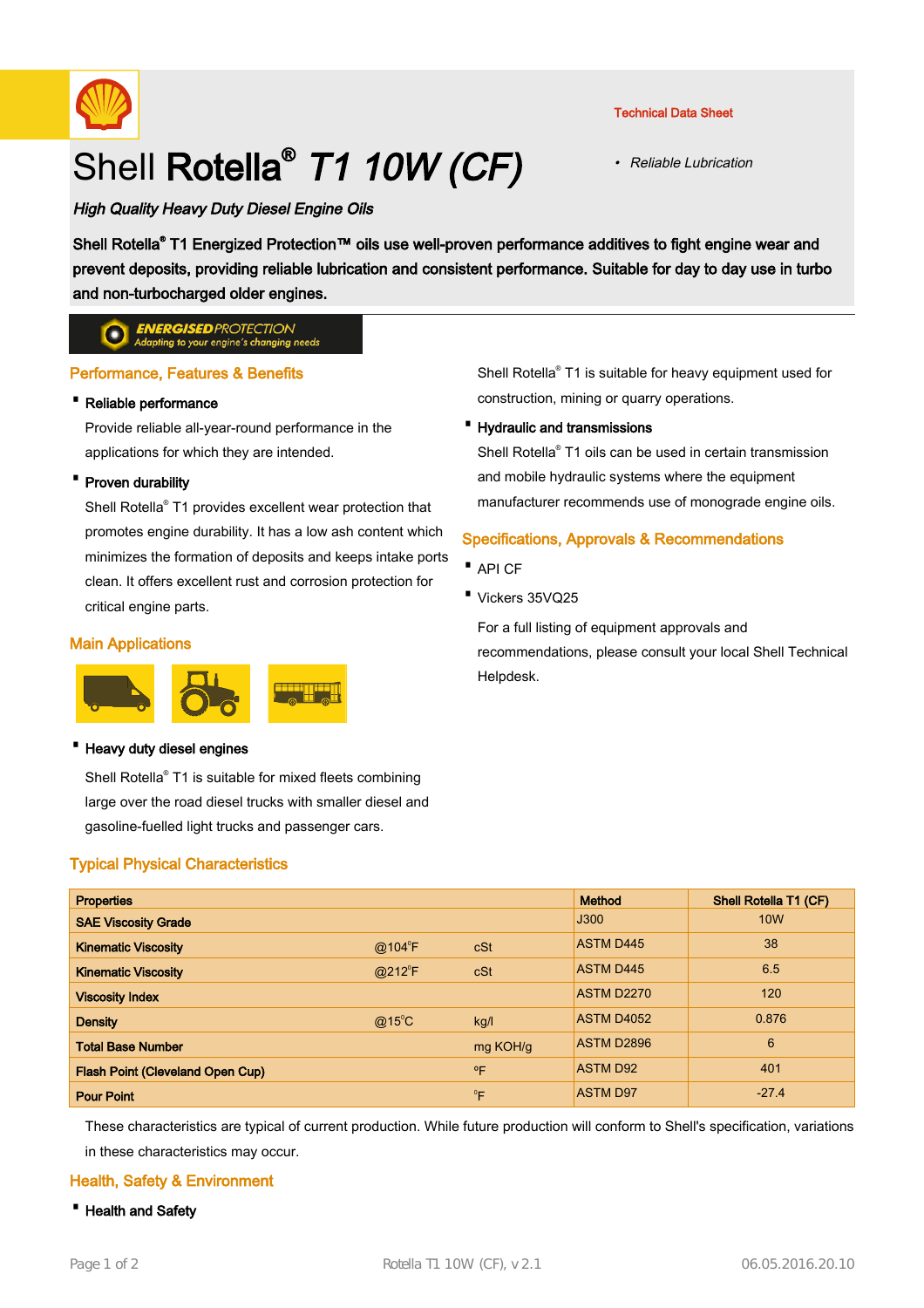Technical Data Sheet

- *Reliable Lubrication*

# Shell **Rotella**® *T1 10W (CF)*

***High Quality Heavy Duty Diesel Engine Oils***

**Shell Rotella® T1 Energized Protection™ oils use well-proven performance additives to fight engine wear and prevent deposits, providing reliable lubrication and consistent performance. Suitable for day to day use in turbo and non-turbocharged older engines.**

***ENERGISED** PROTECTION*
*Adapting to your engine's changing needs*

## Performance, Features & Benefits

- **Reliable performance**

  Provide reliable all-year-round performance in the applications for which they are intended.

- **Proven durability**

  Shell Rotella® T1 provides excellent wear protection that promotes engine durability. It has a low ash content which minimizes the formation of deposits and keeps intake ports clean. It offers excellent rust and corrosion protection for critical engine parts.

## Main Applications

- **Heavy duty diesel engines**

  Shell Rotella® T1 is suitable for mixed fleets combining large over the road diesel trucks with smaller diesel and gasoline-fuelled light trucks and passenger cars.

  Shell Rotella® T1 is suitable for heavy equipment used for construction, mining or quarry operations.

- **Hydraulic and transmissions**

  Shell Rotella® T1 oils can be used in certain transmission and mobile hydraulic systems where the equipment manufacturer recommends use of monograde engine oils.

## Specifications, Approvals & Recommendations

- API CF
- Vickers 35VQ25

For a full listing of equipment approvals and recommendations, please consult your local Shell Technical Helpdesk.

## Typical Physical Characteristics

| Properties | | | Method | Shell Rotella T1 (CF) |
|---|---|---|---|---|
| SAE Viscosity Grade | | | J300 | 10W |
| Kinematic Viscosity | @104°F | cSt | ASTM D445 | 38 |
| Kinematic Viscosity | @212°F | cSt | ASTM D445 | 6.5 |
| Viscosity Index | | | ASTM D2270 | 120 |
| Density | @15°C | kg/l | ASTM D4052 | 0.876 |
| Total Base Number | | mg KOH/g | ASTM D2896 | 6 |
| Flash Point (Cleveland Open Cup) | | °F | ASTM D92 | 401 |
| Pour Point | | °F | ASTM D97 | -27.4 |

These characteristics are typical of current production. While future production will conform to Shell's specification, variations in these characteristics may occur.

## Health, Safety & Environment

- **Health and Safety**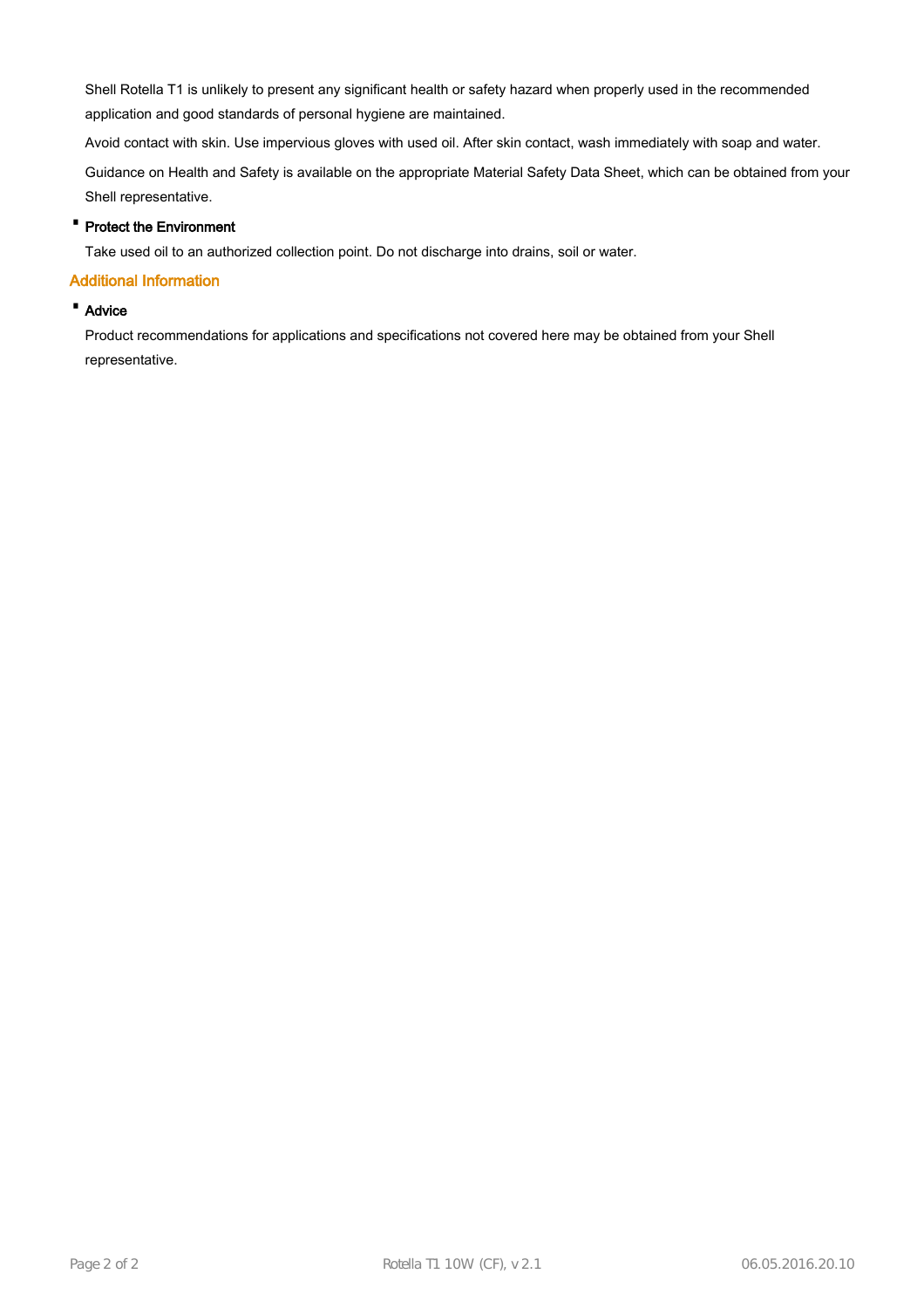Shell Rotella T1 is unlikely to present any significant health or safety hazard when properly used in the recommended application and good standards of personal hygiene are maintained.

Avoid contact with skin. Use impervious gloves with used oil. After skin contact, wash immediately with soap and water.

Guidance on Health and Safety is available on the appropriate Material Safety Data Sheet, which can be obtained from your Shell representative.

- **Protect the Environment**

  Take used oil to an authorized collection point. Do not discharge into drains, soil or water.

## Additional Information

- **Advice**

  Product recommendations for applications and specifications not covered here may be obtained from your Shell representative.